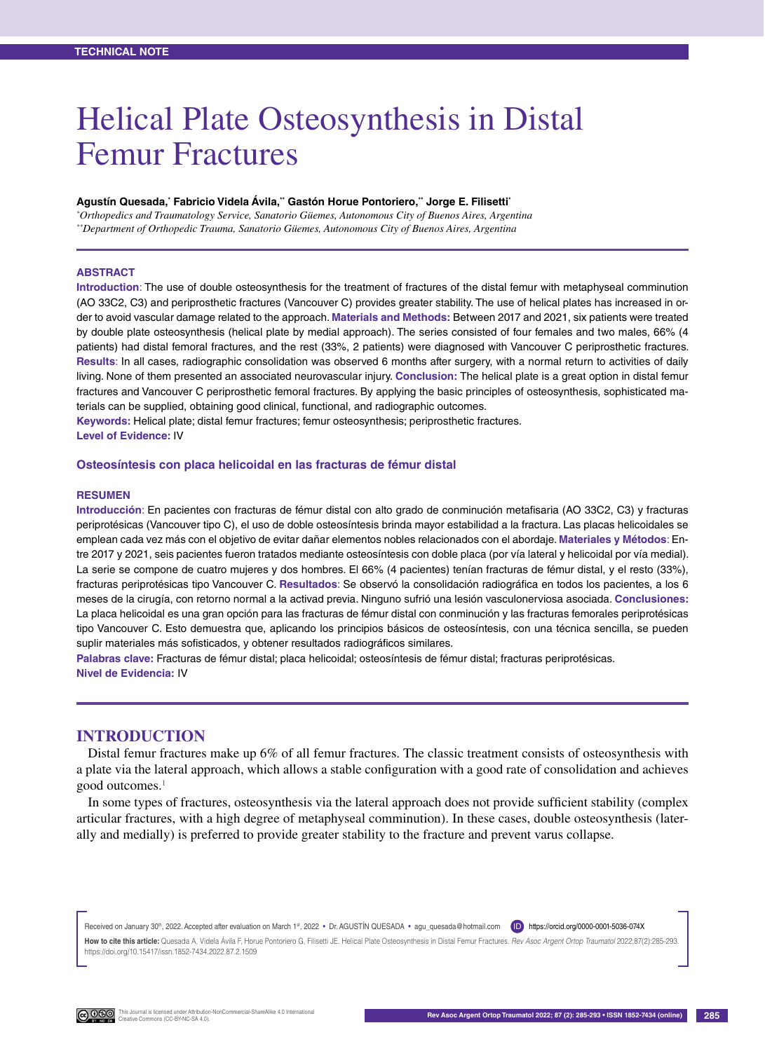TECHNICAL NOTE

# Helical Plate Osteosynthesis in Distal Femur Fractures

**Agustín Quesada,[*] Fabricio Videla Ávila,[**] Gastón Horue Pontoriero,[**] Jorge E. Filisetti[*]**

[*]*Orthopedics and Traumatology Service, Sanatorio Güemes, Autonomous City of Buenos Aires, Argentina*
[**]*Department of Orthopedic Trauma, Sanatorio Güemes, Autonomous City of Buenos Aires, Argentina*

## ABSTRACT

**Introduction**: The use of double osteosynthesis for the treatment of fractures of the distal femur with metaphyseal comminution (AO 33C2, C3) and periprosthetic fractures (Vancouver C) provides greater stability. The use of helical plates has increased in order to avoid vascular damage related to the approach. **Materials and Methods:** Between 2017 and 2021, six patients were treated by double plate osteosynthesis (helical plate by medial approach). The series consisted of four females and two males, 66% (4 patients) had distal femoral fractures, and the rest (33%, 2 patients) were diagnosed with Vancouver C periprosthetic fractures. **Results**: In all cases, radiographic consolidation was observed 6 months after surgery, with a normal return to activities of daily living. None of them presented an associated neurovascular injury. **Conclusion:** The helical plate is a great option in distal femur fractures and Vancouver C periprosthetic femoral fractures. By applying the basic principles of osteosynthesis, sophisticated materials can be supplied, obtaining good clinical, functional, and radiographic outcomes.

**Keywords:** Helical plate; distal femur fractures; femur osteosynthesis; periprosthetic fractures.

**Level of Evidence:** IV

### Osteosíntesis con placa helicoidal en las fracturas de fémur distal

## RESUMEN

**Introducción**: En pacientes con fracturas de fémur distal con alto grado de conminución metafisaria (AO 33C2, C3) y fracturas periprotésicas (Vancouver tipo C), el uso de doble osteosíntesis brinda mayor estabilidad a la fractura. Las placas helicoidales se emplean cada vez más con el objetivo de evitar dañar elementos nobles relacionados con el abordaje. **Materiales y Métodos**: Entre 2017 y 2021, seis pacientes fueron tratados mediante osteosíntesis con doble placa (por vía lateral y helicoidal por vía medial). La serie se compone de cuatro mujeres y dos hombres. El 66% (4 pacientes) tenían fracturas de fémur distal, y el resto (33%), fracturas periprotésicas tipo Vancouver C. **Resultados**: Se observó la consolidación radiográfica en todos los pacientes, a los 6 meses de la cirugía, con retorno normal a la activad previa. Ninguno sufrió una lesión vasculonerviosa asociada. **Conclusiones:** La placa helicoidal es una gran opción para las fracturas de fémur distal con conminución y las fracturas femorales periprotésicas tipo Vancouver C. Esto demuestra que, aplicando los principios básicos de osteosíntesis, con una técnica sencilla, se pueden suplir materiales más sofisticados, y obtener resultados radiográficos similares.

**Palabras clave:** Fracturas de fémur distal; placa helicoidal; osteosíntesis de fémur distal; fracturas periprotésicas.

**Nivel de Evidencia:** IV

## INTRODUCTION

Distal femur fractures make up 6% of all femur fractures. The classic treatment consists of osteosynthesis with a plate via the lateral approach, which allows a stable configuration with a good rate of consolidation and achieves good outcomes.[1]

In some types of fractures, osteosynthesis via the lateral approach does not provide sufficient stability (complex articular fractures, with a high degree of metaphyseal comminution). In these cases, double osteosynthesis (laterally and medially) is preferred to provide greater stability to the fracture and prevent varus collapse.

Received on January 30th, 2022. Accepted after evaluation on March 1st, 2022 • Dr. AGUSTÍN QUESADA • agu_quesada@hotmail.com https://orcid.org/0000-0001-5036-074X

**How to cite this article:** Quesada A, Videla Ávila F, Horue Pontoriero G, Filisetti JE. Helical Plate Osteosynthesis in Distal Femur Fractures. *Rev Asoc Argent Ortop Traumatol* 2022;87(2):285-293. https://doi.org/10.15417/issn.1852-7434.2022.87.2.1509

This Journal is licensed under Attribution-NonCommercial-ShareAlike 4.0 International Creative Commons (CC-BY-NC-SA 4.0).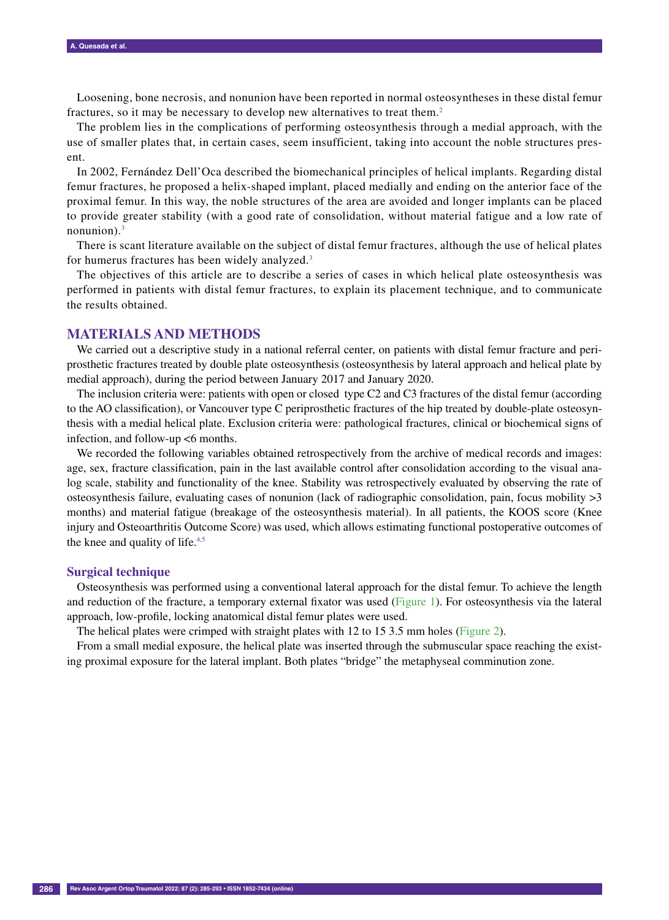Loosening, bone necrosis, and nonunion have been reported in normal osteosyntheses in these distal femur fractures, so it may be necessary to develop new alternatives to treat them.[2]

The problem lies in the complications of performing osteosynthesis through a medial approach, with the use of smaller plates that, in certain cases, seem insufficient, taking into account the noble structures present.

In 2002, Fernández Dell'Oca described the biomechanical principles of helical implants. Regarding distal femur fractures, he proposed a helix-shaped implant, placed medially and ending on the anterior face of the proximal femur. In this way, the noble structures of the area are avoided and longer implants can be placed to provide greater stability (with a good rate of consolidation, without material fatigue and a low rate of nonunion).[3]

There is scant literature available on the subject of distal femur fractures, although the use of helical plates for humerus fractures has been widely analyzed.[3]

The objectives of this article are to describe a series of cases in which helical plate osteosynthesis was performed in patients with distal femur fractures, to explain its placement technique, and to communicate the results obtained.

## MATERIALS AND METHODS

We carried out a descriptive study in a national referral center, on patients with distal femur fracture and periprosthetic fractures treated by double plate osteosynthesis (osteosynthesis by lateral approach and helical plate by medial approach), during the period between January 2017 and January 2020.

The inclusion criteria were: patients with open or closed type C2 and C3 fractures of the distal femur (according to the AO classification), or Vancouver type C periprosthetic fractures of the hip treated by double-plate osteosynthesis with a medial helical plate. Exclusion criteria were: pathological fractures, clinical or biochemical signs of infection, and follow-up <6 months.

We recorded the following variables obtained retrospectively from the archive of medical records and images: age, sex, fracture classification, pain in the last available control after consolidation according to the visual analog scale, stability and functionality of the knee. Stability was retrospectively evaluated by observing the rate of osteosynthesis failure, evaluating cases of nonunion (lack of radiographic consolidation, pain, focus mobility >3 months) and material fatigue (breakage of the osteosynthesis material). In all patients, the KOOS score (Knee injury and Osteoarthritis Outcome Score) was used, which allows estimating functional postoperative outcomes of the knee and quality of life.[4,5]

### Surgical technique

Osteosynthesis was performed using a conventional lateral approach for the distal femur. To achieve the length and reduction of the fracture, a temporary external fixator was used (Figure 1). For osteosynthesis via the lateral approach, low-profile, locking anatomical distal femur plates were used.

The helical plates were crimped with straight plates with 12 to 15 3.5 mm holes (Figure 2).

From a small medial exposure, the helical plate was inserted through the submuscular space reaching the existing proximal exposure for the lateral implant. Both plates "bridge" the metaphyseal comminution zone.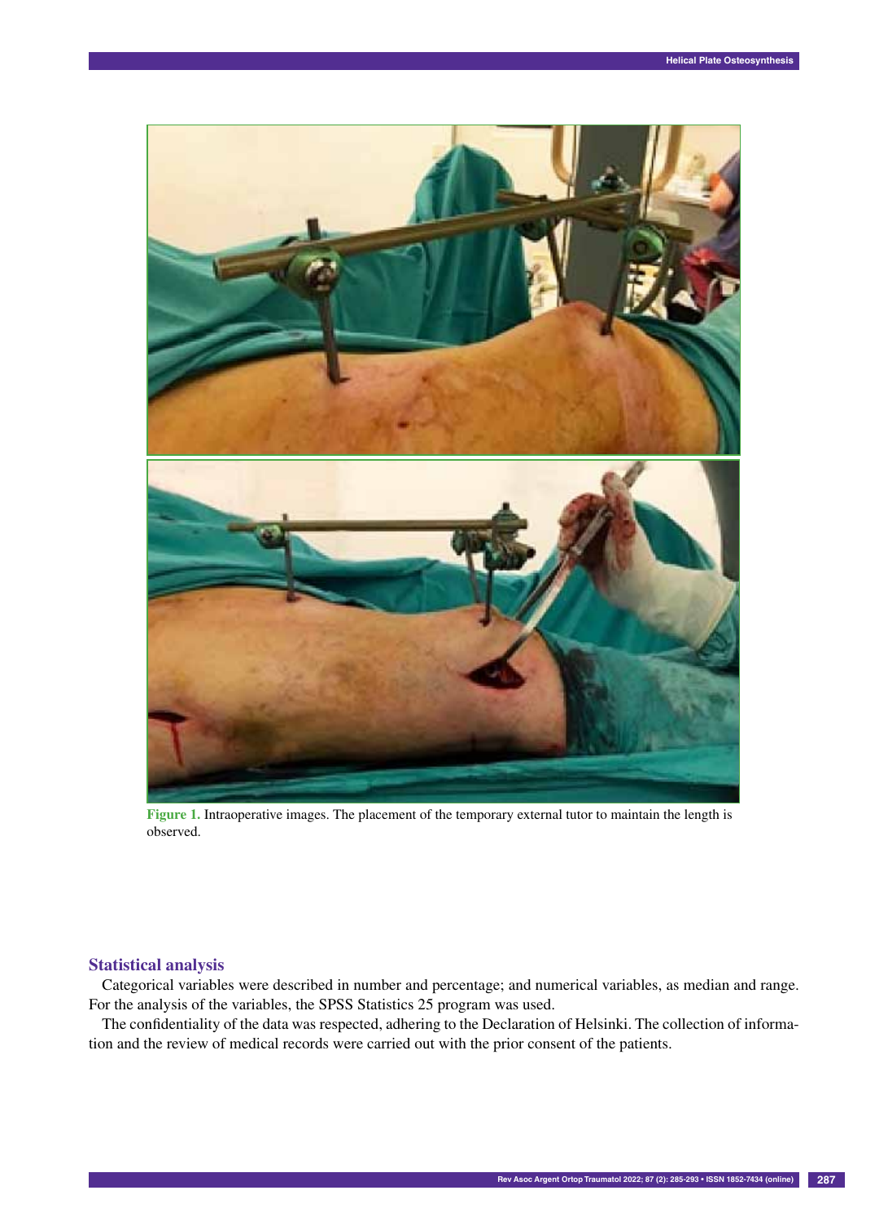Figure 1. Intraoperative images. The placement of the temporary external tutor to maintain the length is observed.

## Statistical analysis

Categorical variables were described in number and percentage; and numerical variables, as median and range. For the analysis of the variables, the SPSS Statistics 25 program was used.

The confidentiality of the data was respected, adhering to the Declaration of Helsinki. The collection of information and the review of medical records were carried out with the prior consent of the patients.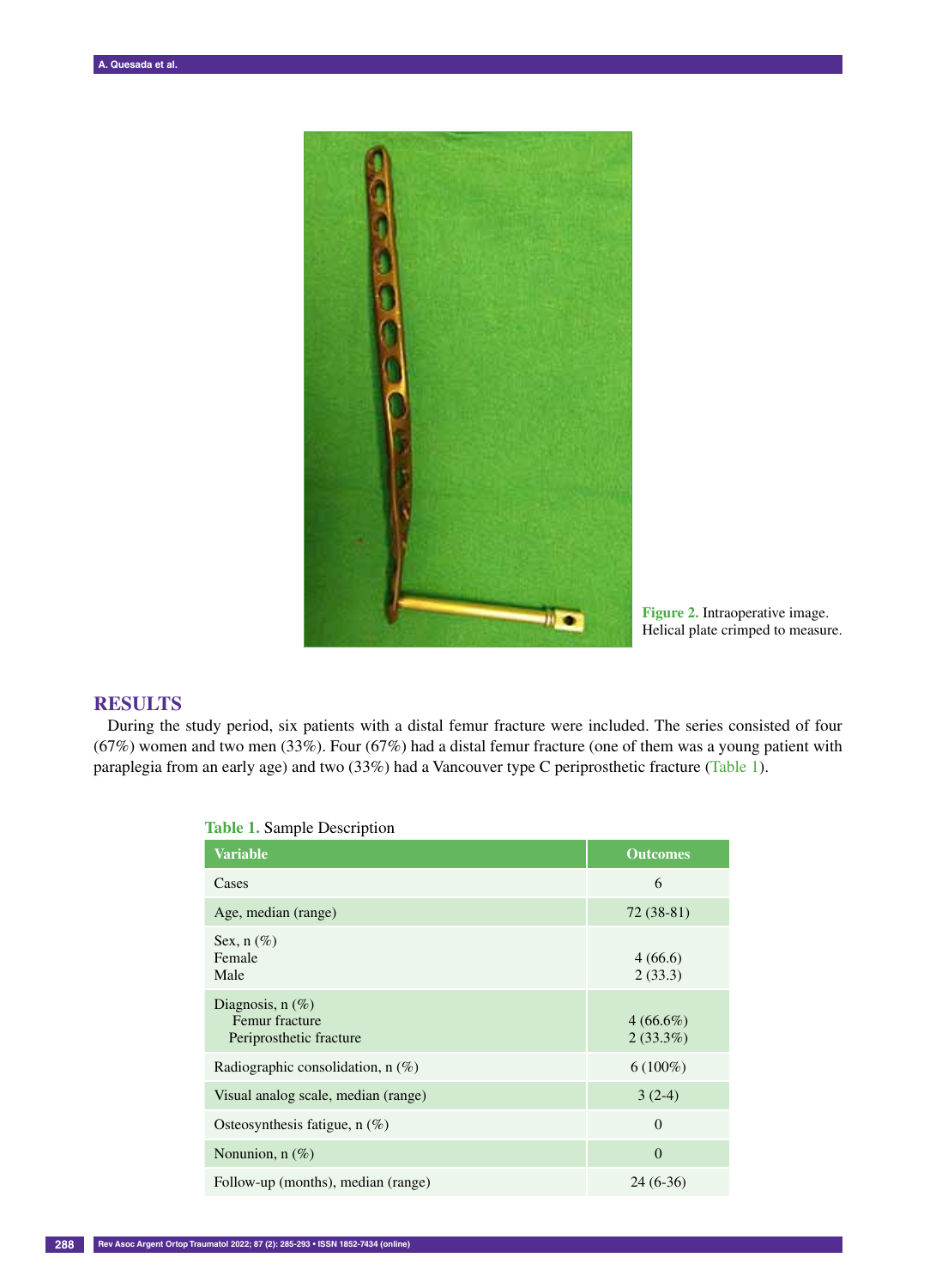Figure 2. Intraoperative image. Helical plate crimped to measure.

## RESULTS

During the study period, six patients with a distal femur fracture were included. The series consisted of four (67%) women and two men (33%). Four (67%) had a distal femur fracture (one of them was a young patient with paraplegia from an early age) and two (33%) had a Vancouver type C periprosthetic fracture (Table 1).

Table 1. Sample Description

| Variable | Outcomes |
|---|---|
| Cases | 6 |
| Age, median (range) | 72 (38-81) |
| Sex, n (%)<br>Female<br>Male | <br>4 (66.6)<br>2 (33.3) |
| Diagnosis, n (%)<br>Femur fracture<br>Periprosthetic fracture | <br>4 (66.6%)<br>2 (33.3%) |
| Radiographic consolidation, n (%) | 6 (100%) |
| Visual analog scale, median (range) | 3 (2-4) |
| Osteosynthesis fatigue, n (%) | 0 |
| Nonunion, n (%) | 0 |
| Follow-up (months), median (range) | 24 (6-36) |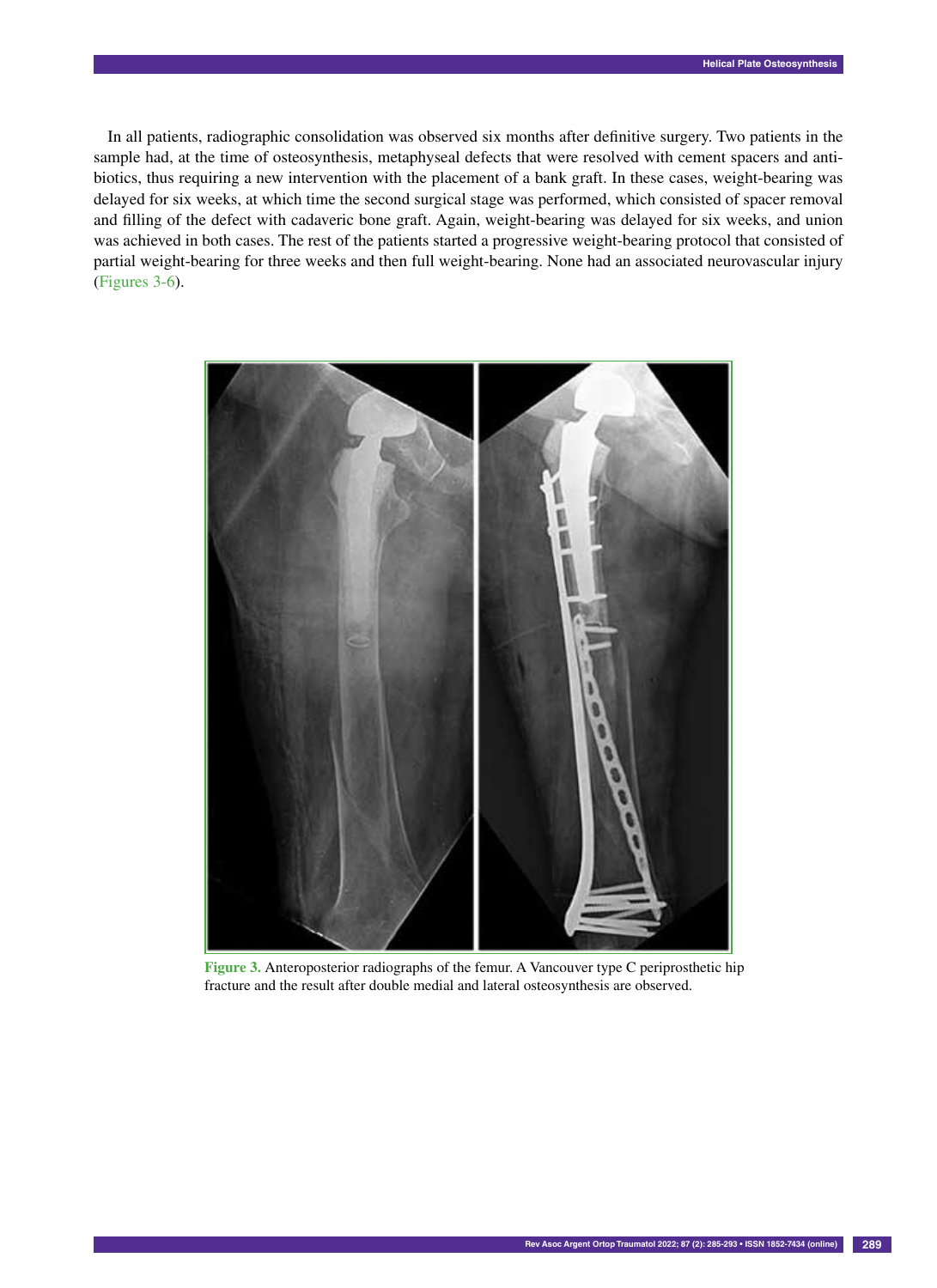In all patients, radiographic consolidation was observed six months after definitive surgery. Two patients in the sample had, at the time of osteosynthesis, metaphyseal defects that were resolved with cement spacers and antibiotics, thus requiring a new intervention with the placement of a bank graft. In these cases, weight-bearing was delayed for six weeks, at which time the second surgical stage was performed, which consisted of spacer removal and filling of the defect with cadaveric bone graft. Again, weight-bearing was delayed for six weeks, and union was achieved in both cases. The rest of the patients started a progressive weight-bearing protocol that consisted of partial weight-bearing for three weeks and then full weight-bearing. None had an associated neurovascular injury (Figures 3-6).

**Figure 3.** Anteroposterior radiographs of the femur. A Vancouver type C periprosthetic hip fracture and the result after double medial and lateral osteosynthesis are observed.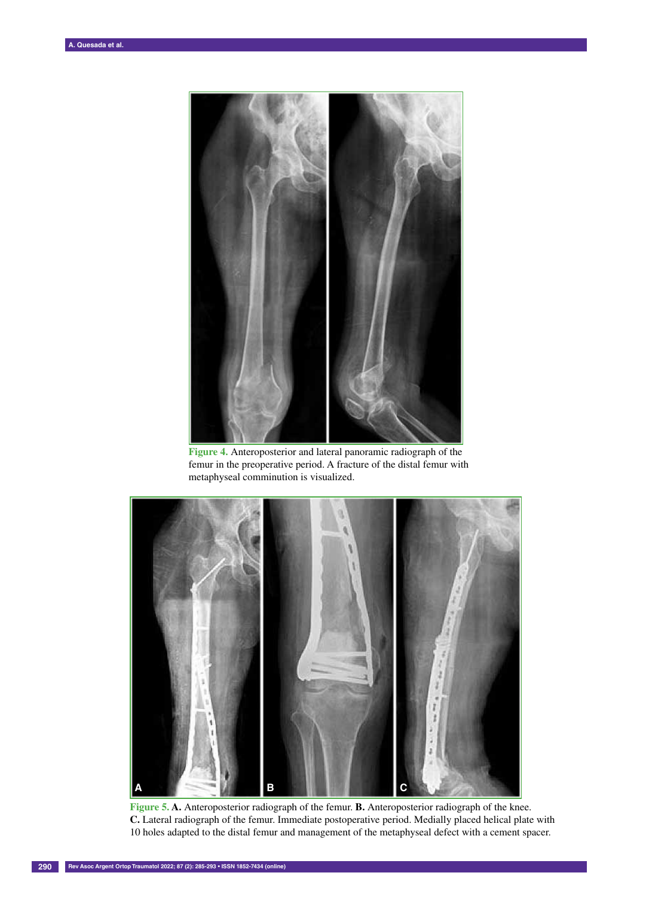Figure 4. Anteroposterior and lateral panoramic radiograph of the femur in the preoperative period. A fracture of the distal femur with metaphyseal comminution is visualized.

Figure 5. **A.** Anteroposterior radiograph of the femur. **B.** Anteroposterior radiograph of the knee. **C.** Lateral radiograph of the femur. Immediate postoperative period. Medially placed helical plate with 10 holes adapted to the distal femur and management of the metaphyseal defect with a cement spacer.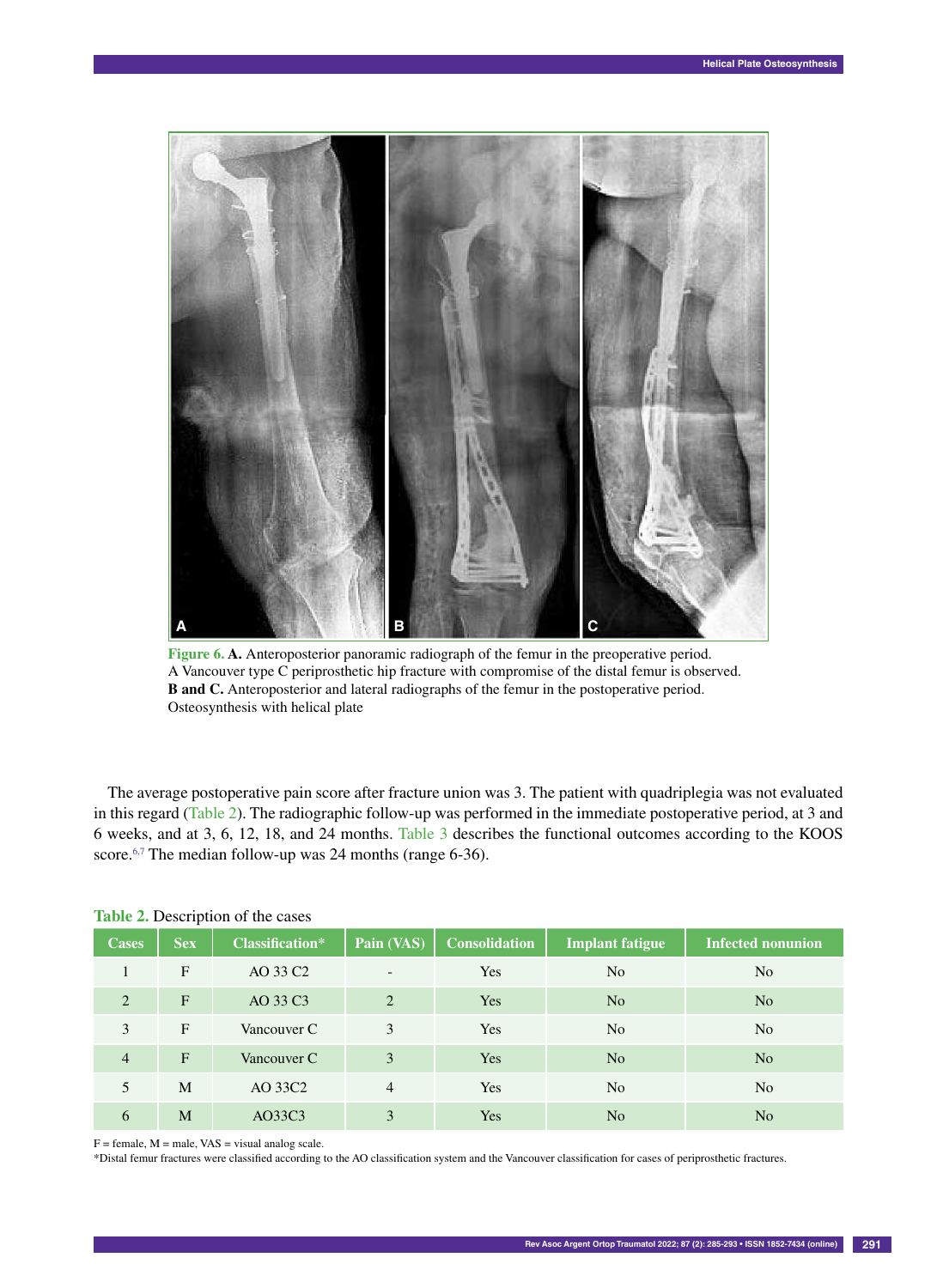Figure 6. **A.** Anteroposterior panoramic radiograph of the femur in the preoperative period. A Vancouver type C periprosthetic hip fracture with compromise of the distal femur is observed. **B and C.** Anteroposterior and lateral radiographs of the femur in the postoperative period. Osteosynthesis with helical plate

The average postoperative pain score after fracture union was 3. The patient with quadriplegia was not evaluated in this regard (Table 2). The radiographic follow-up was performed in the immediate postoperative period, at 3 and 6 weeks, and at 3, 6, 12, 18, and 24 months. Table 3 describes the functional outcomes according to the KOOS score.[6,7] The median follow-up was 24 months (range 6-36).

**Table 2.** Description of the cases

| Cases | Sex | Classification* | Pain (VAS) | Consolidation | Implant fatigue | Infected nonunion |
|---|---|---|---|---|---|---|
| 1 | F | AO 33 C2 | - | Yes | No | No |
| 2 | F | AO 33 C3 | 2 | Yes | No | No |
| 3 | F | Vancouver C | 3 | Yes | No | No |
| 4 | F | Vancouver C | 3 | Yes | No | No |
| 5 | M | AO 33C2 | 4 | Yes | No | No |
| 6 | M | AO33C3 | 3 | Yes | No | No |

F = female, M = male, VAS = visual analog scale.
*Distal femur fractures were classified according to the AO classification system and the Vancouver classification for cases of periprosthetic fractures.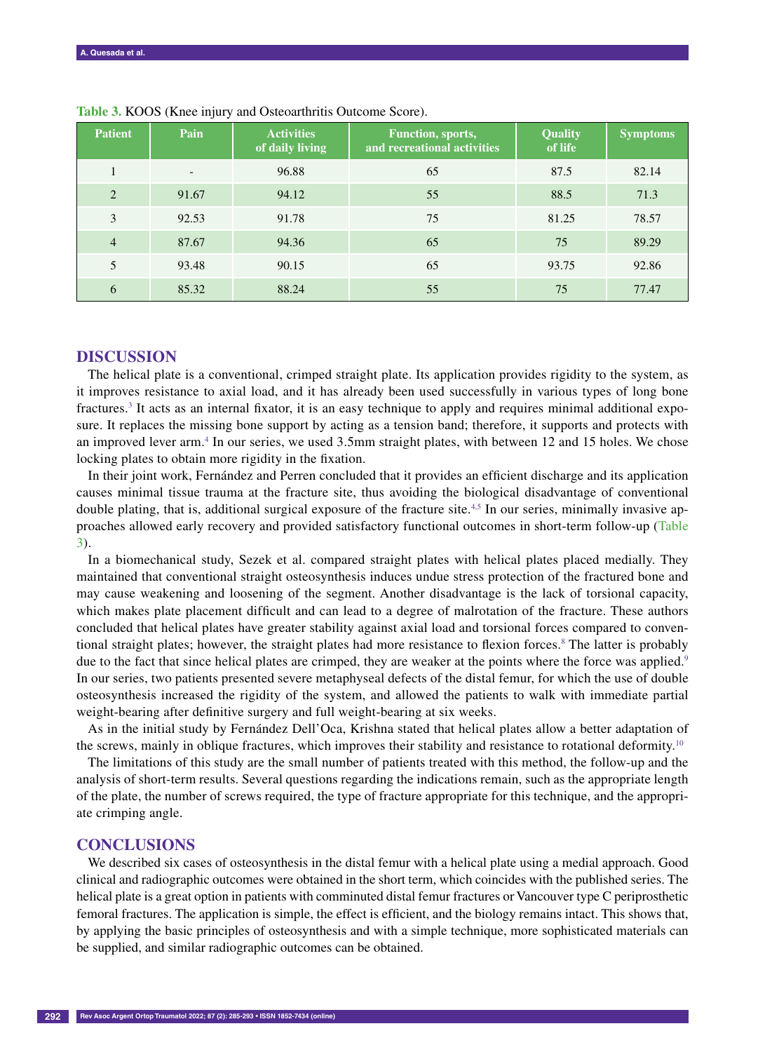**Table 3.** KOOS (Knee injury and Osteoarthritis Outcome Score).

| Patient | Pain | Activities of daily living | Function, sports, and recreational activities | Quality of life | Symptoms |
|---|---|---|---|---|---|
| 1 | - | 96.88 | 65 | 87.5 | 82.14 |
| 2 | 91.67 | 94.12 | 55 | 88.5 | 71.3 |
| 3 | 92.53 | 91.78 | 75 | 81.25 | 78.57 |
| 4 | 87.67 | 94.36 | 65 | 75 | 89.29 |
| 5 | 93.48 | 90.15 | 65 | 93.75 | 92.86 |
| 6 | 85.32 | 88.24 | 55 | 75 | 77.47 |

## DISCUSSION

The helical plate is a conventional, crimped straight plate. Its application provides rigidity to the system, as it improves resistance to axial load, and it has already been used successfully in various types of long bone fractures.[3] It acts as an internal fixator, it is an easy technique to apply and requires minimal additional exposure. It replaces the missing bone support by acting as a tension band; therefore, it supports and protects with an improved lever arm.[4] In our series, we used 3.5mm straight plates, with between 12 and 15 holes. We chose locking plates to obtain more rigidity in the fixation.

In their joint work, Fernández and Perren concluded that it provides an efficient discharge and its application causes minimal tissue trauma at the fracture site, thus avoiding the biological disadvantage of conventional double plating, that is, additional surgical exposure of the fracture site.[4,5] In our series, minimally invasive approaches allowed early recovery and provided satisfactory functional outcomes in short-term follow-up (Table 3).

In a biomechanical study, Sezek et al. compared straight plates with helical plates placed medially. They maintained that conventional straight osteosynthesis induces undue stress protection of the fractured bone and may cause weakening and loosening of the segment. Another disadvantage is the lack of torsional capacity, which makes plate placement difficult and can lead to a degree of malrotation of the fracture. These authors concluded that helical plates have greater stability against axial load and torsional forces compared to conventional straight plates; however, the straight plates had more resistance to flexion forces.[8] The latter is probably due to the fact that since helical plates are crimped, they are weaker at the points where the force was applied.[9] In our series, two patients presented severe metaphyseal defects of the distal femur, for which the use of double osteosynthesis increased the rigidity of the system, and allowed the patients to walk with immediate partial weight-bearing after definitive surgery and full weight-bearing at six weeks.

As in the initial study by Fernández Dell'Oca, Krishna stated that helical plates allow a better adaptation of the screws, mainly in oblique fractures, which improves their stability and resistance to rotational deformity.[10]

The limitations of this study are the small number of patients treated with this method, the follow-up and the analysis of short-term results. Several questions regarding the indications remain, such as the appropriate length of the plate, the number of screws required, the type of fracture appropriate for this technique, and the appropriate crimping angle.

## CONCLUSIONS

We described six cases of osteosynthesis in the distal femur with a helical plate using a medial approach. Good clinical and radiographic outcomes were obtained in the short term, which coincides with the published series. The helical plate is a great option in patients with comminuted distal femur fractures or Vancouver type C periprosthetic femoral fractures. The application is simple, the effect is efficient, and the biology remains intact. This shows that, by applying the basic principles of osteosynthesis and with a simple technique, more sophisticated materials can be supplied, and similar radiographic outcomes can be obtained.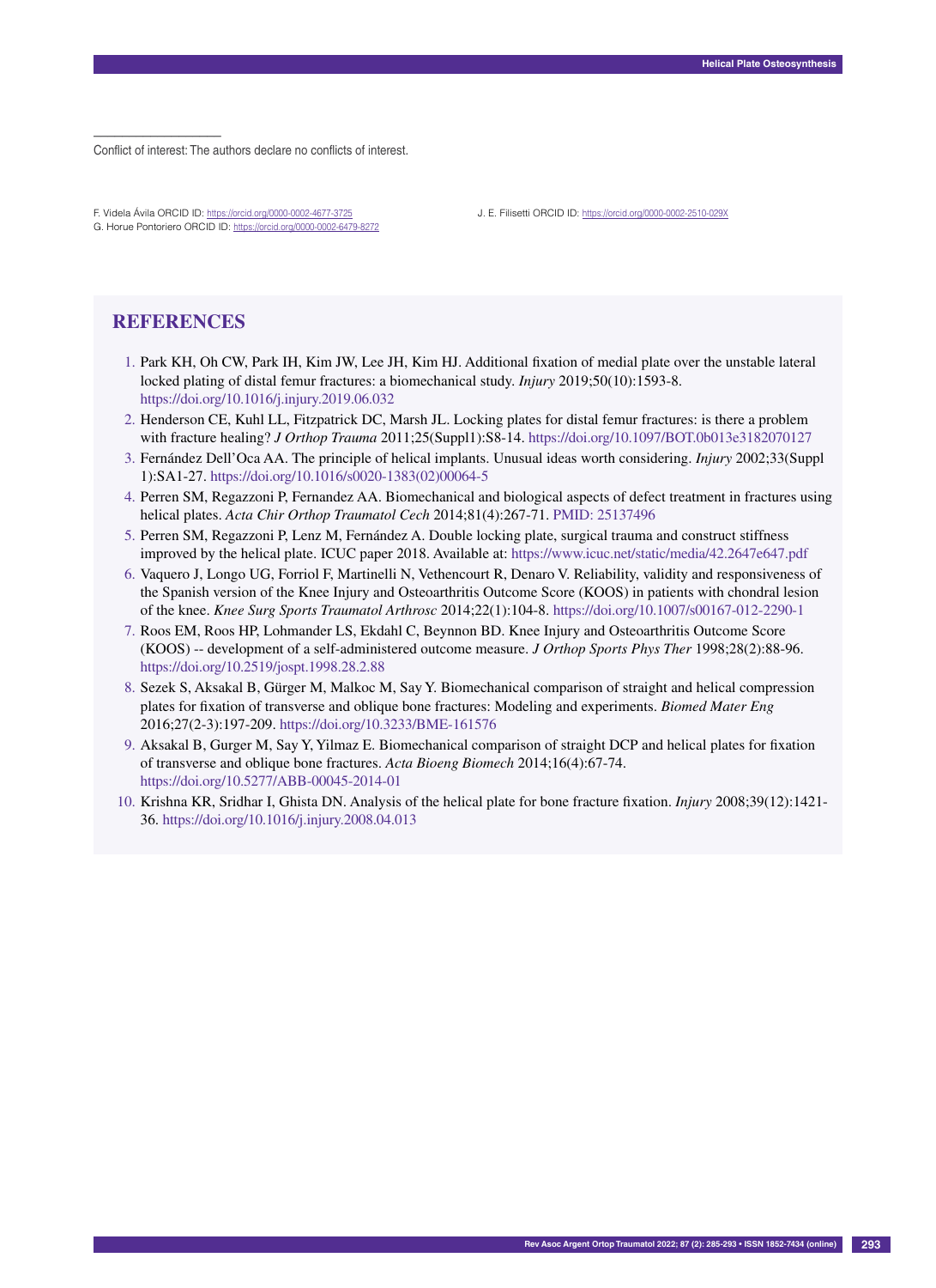Conflict of interest: The authors declare no conflicts of interest.

F. Videla Ávila ORCID ID: https://orcid.org/0000-0002-4677-3725
G. Horue Pontoriero ORCID ID: https://orcid.org/0000-0002-6479-8272
J. E. Filisetti ORCID ID: https://orcid.org/0000-0002-2510-029X

## REFERENCES

1. Park KH, Oh CW, Park IH, Kim JW, Lee JH, Kim HJ. Additional fixation of medial plate over the unstable lateral locked plating of distal femur fractures: a biomechanical study. *Injury* 2019;50(10):1593-8. https://doi.org/10.1016/j.injury.2019.06.032
2. Henderson CE, Kuhl LL, Fitzpatrick DC, Marsh JL. Locking plates for distal femur fractures: is there a problem with fracture healing? *J Orthop Trauma* 2011;25(Suppl1):S8-14. https://doi.org/10.1097/BOT.0b013e3182070127
3. Fernández Dell'Oca AA. The principle of helical implants. Unusual ideas worth considering. *Injury* 2002;33(Suppl 1):SA1-27. https://doi.org/10.1016/s0020-1383(02)00064-5
4. Perren SM, Regazzoni P, Fernandez AA. Biomechanical and biological aspects of defect treatment in fractures using helical plates. *Acta Chir Orthop Traumatol Cech* 2014;81(4):267-71. PMID: 25137496
5. Perren SM, Regazzoni P, Lenz M, Fernández A. Double locking plate, surgical trauma and construct stiffness improved by the helical plate. ICUC paper 2018. Available at: https://www.icuc.net/static/media/42.2647e647.pdf
6. Vaquero J, Longo UG, Forriol F, Martinelli N, Vethencourt R, Denaro V. Reliability, validity and responsiveness of the Spanish version of the Knee Injury and Osteoarthritis Outcome Score (KOOS) in patients with chondral lesion of the knee. *Knee Surg Sports Traumatol Arthrosc* 2014;22(1):104-8. https://doi.org/10.1007/s00167-012-2290-1
7. Roos EM, Roos HP, Lohmander LS, Ekdahl C, Beynnon BD. Knee Injury and Osteoarthritis Outcome Score (KOOS) -- development of a self-administered outcome measure. *J Orthop Sports Phys Ther* 1998;28(2):88-96. https://doi.org/10.2519/jospt.1998.28.2.88
8. Sezek S, Aksakal B, Gürger M, Malkoc M, Say Y. Biomechanical comparison of straight and helical compression plates for fixation of transverse and oblique bone fractures: Modeling and experiments. *Biomed Mater Eng* 2016;27(2-3):197-209. https://doi.org/10.3233/BME-161576
9. Aksakal B, Gurger M, Say Y, Yilmaz E. Biomechanical comparison of straight DCP and helical plates for fixation of transverse and oblique bone fractures. *Acta Bioeng Biomech* 2014;16(4):67-74. https://doi.org/10.5277/ABB-00045-2014-01
10. Krishna KR, Sridhar I, Ghista DN. Analysis of the helical plate for bone fracture fixation. *Injury* 2008;39(12):1421-36. https://doi.org/10.1016/j.injury.2008.04.013